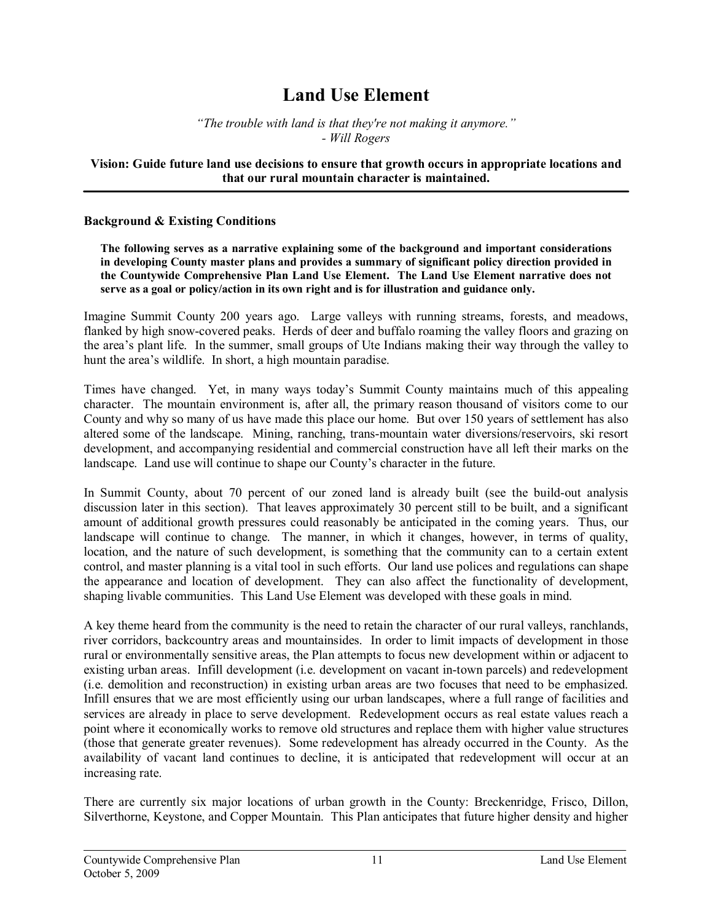# Land Use Element

*"The trouble with land is that they're not making it anymore."*
*- Will Rogers*

**Vision: Guide future land use decisions to ensure that growth occurs in appropriate locations and that our rural mountain character is maintained.**

---

**Background & Existing Conditions**

> **The following serves as a narrative explaining some of the background and important considerations in developing County master plans and provides a summary of significant policy direction provided in the Countywide Comprehensive Plan Land Use Element. The Land Use Element narrative does not serve as a goal or policy/action in its own right and is for illustration and guidance only.**

Imagine Summit County 200 years ago. Large valleys with running streams, forests, and meadows, flanked by high snow-covered peaks. Herds of deer and buffalo roaming the valley floors and grazing on the area's plant life. In the summer, small groups of Ute Indians making their way through the valley to hunt the area's wildlife. In short, a high mountain paradise.

Times have changed. Yet, in many ways today's Summit County maintains much of this appealing character. The mountain environment is, after all, the primary reason thousand of visitors come to our County and why so many of us have made this place our home. But over 150 years of settlement has also altered some of the landscape. Mining, ranching, trans-mountain water diversions/reservoirs, ski resort development, and accompanying residential and commercial construction have all left their marks on the landscape. Land use will continue to shape our County's character in the future.

In Summit County, about 70 percent of our zoned land is already built (see the build-out analysis discussion later in this section). That leaves approximately 30 percent still to be built, and a significant amount of additional growth pressures could reasonably be anticipated in the coming years. Thus, our landscape will continue to change. The manner, in which it changes, however, in terms of quality, location, and the nature of such development, is something that the community can to a certain extent control, and master planning is a vital tool in such efforts. Our land use polices and regulations can shape the appearance and location of development. They can also affect the functionality of development, shaping livable communities. This Land Use Element was developed with these goals in mind.

A key theme heard from the community is the need to retain the character of our rural valleys, ranchlands, river corridors, backcountry areas and mountainsides. In order to limit impacts of development in those rural or environmentally sensitive areas, the Plan attempts to focus new development within or adjacent to existing urban areas. Infill development (i.e. development on vacant in-town parcels) and redevelopment (i.e. demolition and reconstruction) in existing urban areas are two focuses that need to be emphasized. Infill ensures that we are most efficiently using our urban landscapes, where a full range of facilities and services are already in place to serve development. Redevelopment occurs as real estate values reach a point where it economically works to remove old structures and replace them with higher value structures (those that generate greater revenues). Some redevelopment has already occurred in the County. As the availability of vacant land continues to decline, it is anticipated that redevelopment will occur at an increasing rate.

There are currently six major locations of urban growth in the County: Breckenridge, Frisco, Dillon, Silverthorne, Keystone, and Copper Mountain. This Plan anticipates that future higher density and higher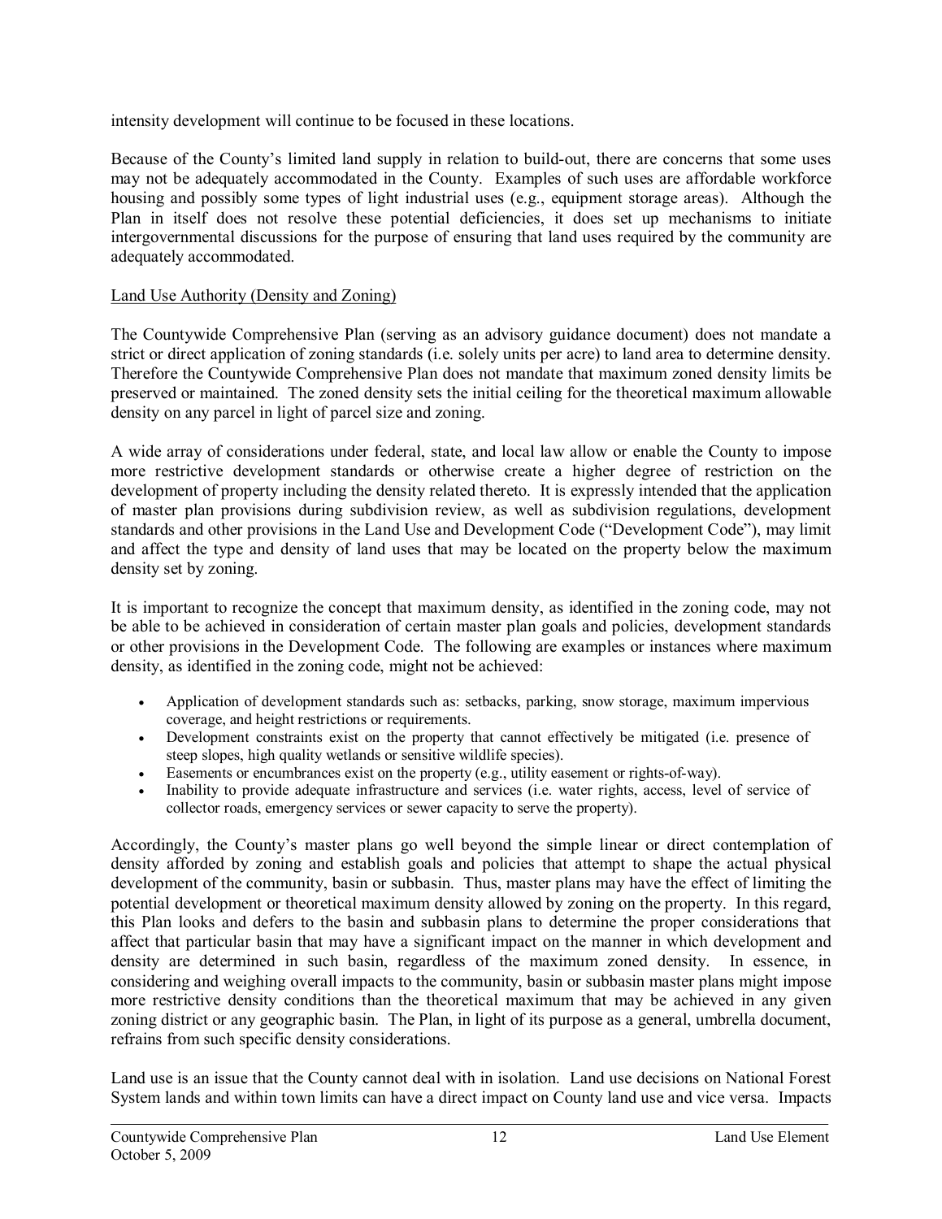intensity development will continue to be focused in these locations.

Because of the County's limited land supply in relation to build-out, there are concerns that some uses may not be adequately accommodated in the County. Examples of such uses are affordable workforce housing and possibly some types of light industrial uses (e.g., equipment storage areas). Although the Plan in itself does not resolve these potential deficiencies, it does set up mechanisms to initiate intergovernmental discussions for the purpose of ensuring that land uses required by the community are adequately accommodated.

Land Use Authority (Density and Zoning)

The Countywide Comprehensive Plan (serving as an advisory guidance document) does not mandate a strict or direct application of zoning standards (i.e. solely units per acre) to land area to determine density. Therefore the Countywide Comprehensive Plan does not mandate that maximum zoned density limits be preserved or maintained. The zoned density sets the initial ceiling for the theoretical maximum allowable density on any parcel in light of parcel size and zoning.

A wide array of considerations under federal, state, and local law allow or enable the County to impose more restrictive development standards or otherwise create a higher degree of restriction on the development of property including the density related thereto. It is expressly intended that the application of master plan provisions during subdivision review, as well as subdivision regulations, development standards and other provisions in the Land Use and Development Code ("Development Code"), may limit and affect the type and density of land uses that may be located on the property below the maximum density set by zoning.

It is important to recognize the concept that maximum density, as identified in the zoning code, may not be able to be achieved in consideration of certain master plan goals and policies, development standards or other provisions in the Development Code. The following are examples or instances where maximum density, as identified in the zoning code, might not be achieved:

- Application of development standards such as: setbacks, parking, snow storage, maximum impervious coverage, and height restrictions or requirements.
- Development constraints exist on the property that cannot effectively be mitigated (i.e. presence of steep slopes, high quality wetlands or sensitive wildlife species).
- Easements or encumbrances exist on the property (e.g., utility easement or rights-of-way).
- Inability to provide adequate infrastructure and services (i.e. water rights, access, level of service of collector roads, emergency services or sewer capacity to serve the property).

Accordingly, the County's master plans go well beyond the simple linear or direct contemplation of density afforded by zoning and establish goals and policies that attempt to shape the actual physical development of the community, basin or subbasin. Thus, master plans may have the effect of limiting the potential development or theoretical maximum density allowed by zoning on the property. In this regard, this Plan looks and defers to the basin and subbasin plans to determine the proper considerations that affect that particular basin that may have a significant impact on the manner in which development and density are determined in such basin, regardless of the maximum zoned density. In essence, in considering and weighing overall impacts to the community, basin or subbasin master plans might impose more restrictive density conditions than the theoretical maximum that may be achieved in any given zoning district or any geographic basin. The Plan, in light of its purpose as a general, umbrella document, refrains from such specific density considerations.

Land use is an issue that the County cannot deal with in isolation. Land use decisions on National Forest System lands and within town limits can have a direct impact on County land use and vice versa. Impacts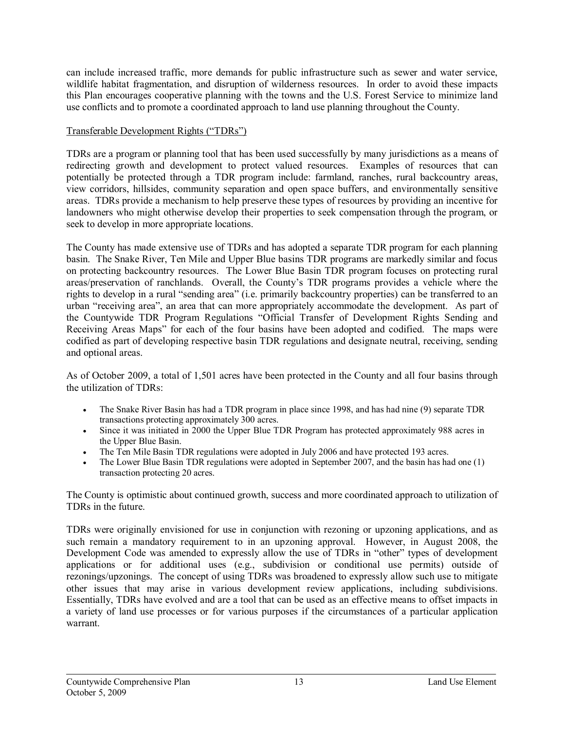can include increased traffic, more demands for public infrastructure such as sewer and water service, wildlife habitat fragmentation, and disruption of wilderness resources. In order to avoid these impacts this Plan encourages cooperative planning with the towns and the U.S. Forest Service to minimize land use conflicts and to promote a coordinated approach to land use planning throughout the County.

Transferable Development Rights ("TDRs")

TDRs are a program or planning tool that has been used successfully by many jurisdictions as a means of redirecting growth and development to protect valued resources. Examples of resources that can potentially be protected through a TDR program include: farmland, ranches, rural backcountry areas, view corridors, hillsides, community separation and open space buffers, and environmentally sensitive areas. TDRs provide a mechanism to help preserve these types of resources by providing an incentive for landowners who might otherwise develop their properties to seek compensation through the program, or seek to develop in more appropriate locations.

The County has made extensive use of TDRs and has adopted a separate TDR program for each planning basin. The Snake River, Ten Mile and Upper Blue basins TDR programs are markedly similar and focus on protecting backcountry resources. The Lower Blue Basin TDR program focuses on protecting rural areas/preservation of ranchlands. Overall, the County's TDR programs provides a vehicle where the rights to develop in a rural "sending area" (i.e. primarily backcountry properties) can be transferred to an urban "receiving area", an area that can more appropriately accommodate the development. As part of the Countywide TDR Program Regulations "Official Transfer of Development Rights Sending and Receiving Areas Maps" for each of the four basins have been adopted and codified. The maps were codified as part of developing respective basin TDR regulations and designate neutral, receiving, sending and optional areas.

As of October 2009, a total of 1,501 acres have been protected in the County and all four basins through the utilization of TDRs:

- The Snake River Basin has had a TDR program in place since 1998, and has had nine (9) separate TDR transactions protecting approximately 300 acres.
- Since it was initiated in 2000 the Upper Blue TDR Program has protected approximately 988 acres in the Upper Blue Basin.
- The Ten Mile Basin TDR regulations were adopted in July 2006 and have protected 193 acres.
- The Lower Blue Basin TDR regulations were adopted in September 2007, and the basin has had one (1) transaction protecting 20 acres.

The County is optimistic about continued growth, success and more coordinated approach to utilization of TDRs in the future.

TDRs were originally envisioned for use in conjunction with rezoning or upzoning applications, and as such remain a mandatory requirement to in an upzoning approval. However, in August 2008, the Development Code was amended to expressly allow the use of TDRs in "other" types of development applications or for additional uses (e.g., subdivision or conditional use permits) outside of rezonings/upzonings. The concept of using TDRs was broadened to expressly allow such use to mitigate other issues that may arise in various development review applications, including subdivisions. Essentially, TDRs have evolved and are a tool that can be used as an effective means to offset impacts in a variety of land use processes or for various purposes if the circumstances of a particular application warrant.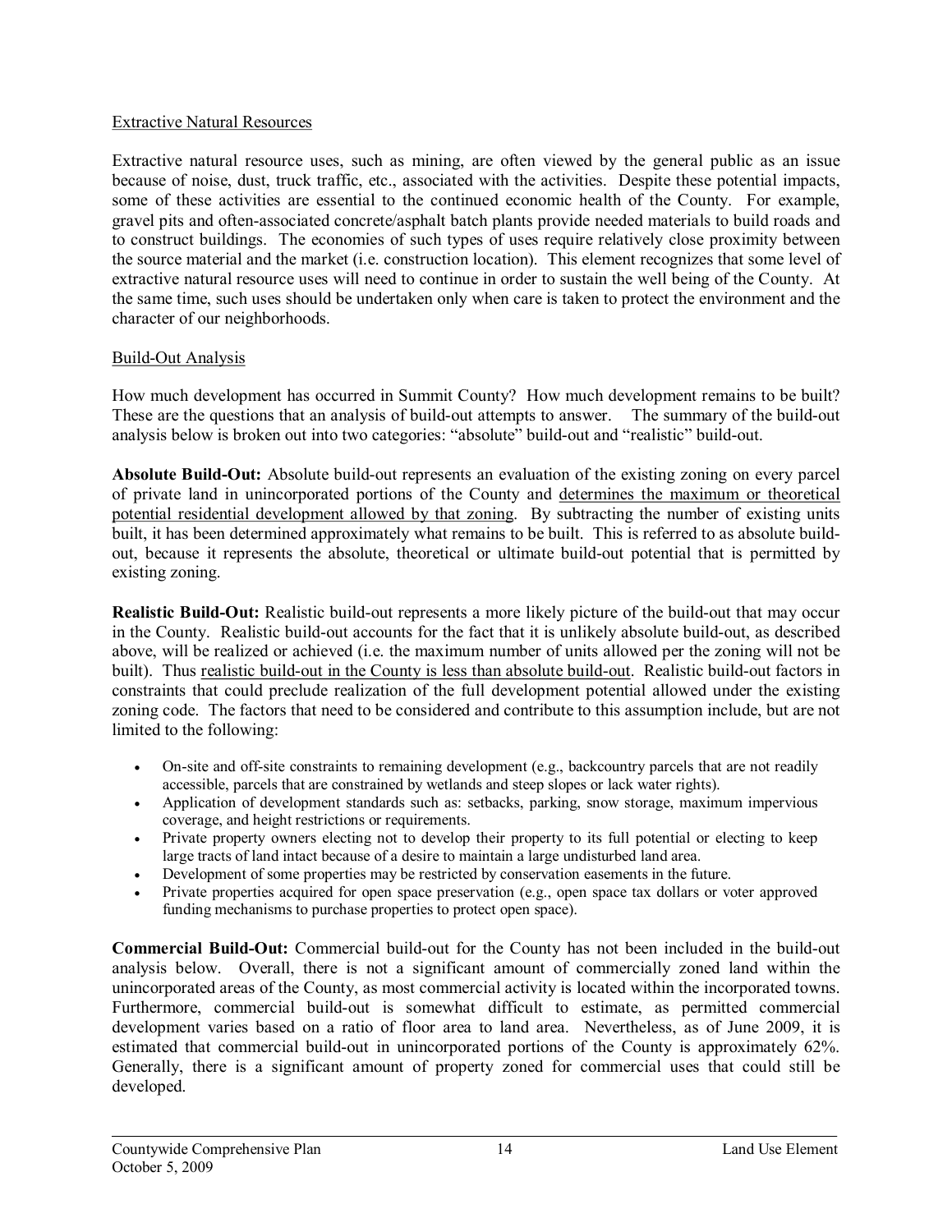<u>Extractive Natural Resources</u>

Extractive natural resource uses, such as mining, are often viewed by the general public as an issue because of noise, dust, truck traffic, etc., associated with the activities. Despite these potential impacts, some of these activities are essential to the continued economic health of the County. For example, gravel pits and often-associated concrete/asphalt batch plants provide needed materials to build roads and to construct buildings. The economies of such types of uses require relatively close proximity between the source material and the market (i.e. construction location). This element recognizes that some level of extractive natural resource uses will need to continue in order to sustain the well being of the County. At the same time, such uses should be undertaken only when care is taken to protect the environment and the character of our neighborhoods.

<u>Build-Out Analysis</u>

How much development has occurred in Summit County? How much development remains to be built? These are the questions that an analysis of build-out attempts to answer. The summary of the build-out analysis below is broken out into two categories: "absolute" build-out and "realistic" build-out.

**Absolute Build-Out:** Absolute build-out represents an evaluation of the existing zoning on every parcel of private land in unincorporated portions of the County and <u>determines the maximum or theoretical potential residential development allowed by that zoning</u>. By subtracting the number of existing units built, it has been determined approximately what remains to be built. This is referred to as absolute build-out, because it represents the absolute, theoretical or ultimate build-out potential that is permitted by existing zoning.

**Realistic Build-Out:** Realistic build-out represents a more likely picture of the build-out that may occur in the County. Realistic build-out accounts for the fact that it is unlikely absolute build-out, as described above, will be realized or achieved (i.e. the maximum number of units allowed per the zoning will not be built). Thus <u>realistic build-out in the County is less than absolute build-out</u>. Realistic build-out factors in constraints that could preclude realization of the full development potential allowed under the existing zoning code. The factors that need to be considered and contribute to this assumption include, but are not limited to the following:

- On-site and off-site constraints to remaining development (e.g., backcountry parcels that are not readily accessible, parcels that are constrained by wetlands and steep slopes or lack water rights).
- Application of development standards such as: setbacks, parking, snow storage, maximum impervious coverage, and height restrictions or requirements.
- Private property owners electing not to develop their property to its full potential or electing to keep large tracts of land intact because of a desire to maintain a large undisturbed land area.
- Development of some properties may be restricted by conservation easements in the future.
- Private properties acquired for open space preservation (e.g., open space tax dollars or voter approved funding mechanisms to purchase properties to protect open space).

**Commercial Build-Out:** Commercial build-out for the County has not been included in the build-out analysis below. Overall, there is not a significant amount of commercially zoned land within the unincorporated areas of the County, as most commercial activity is located within the incorporated towns. Furthermore, commercial build-out is somewhat difficult to estimate, as permitted commercial development varies based on a ratio of floor area to land area. Nevertheless, as of June 2009, it is estimated that commercial build-out in unincorporated portions of the County is approximately 62%. Generally, there is a significant amount of property zoned for commercial uses that could still be developed.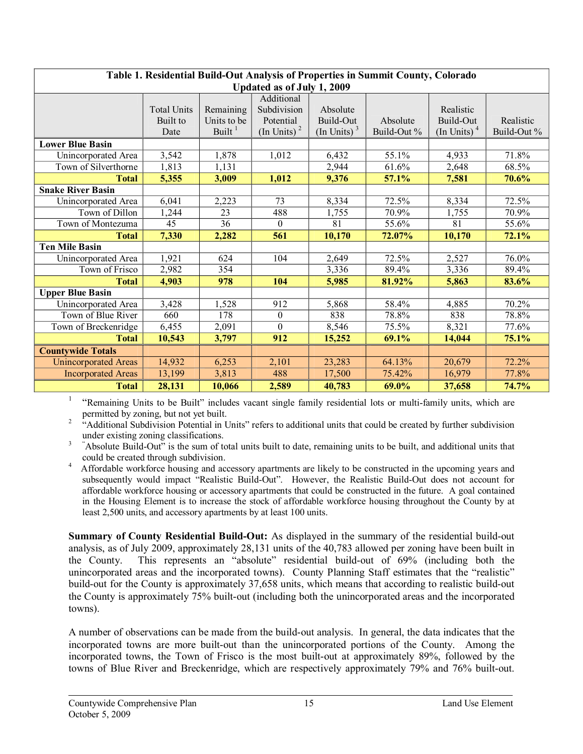| Table 1. Residential Build-Out Analysis of Properties in Summit County, Colorado Updated as of July 1, 2009 | | | | | | | |
|---|---|---|---|---|---|---|---|
| | Total Units Built to Date | Remaining Units to be Built [1] | Additional Subdivision Potential (In Units) [2] | Absolute Build-Out (In Units) [3] | Absolute Build-Out % | Realistic Build-Out (In Units) [4] | Realistic Build-Out % |
| **Lower Blue Basin** | | | | | | | |
| Unincorporated Area | 3,542 | 1,878 | 1,012 | 6,432 | 55.1% | 4,933 | 71.8% |
| Town of Silverthorne | 1,813 | 1,131 | | 2,944 | 61.6% | 2,648 | 68.5% |
| **Total** | **5,355** | **3,009** | **1,012** | **9,376** | **57.1%** | **7,581** | **70.6%** |
| **Snake River Basin** | | | | | | | |
| Unincorporated Area | 6,041 | 2,223 | 73 | 8,334 | 72.5% | 8,334 | 72.5% |
| Town of Dillon | 1,244 | 23 | 488 | 1,755 | 70.9% | 1,755 | 70.9% |
| Town of Montezuma | 45 | 36 | 0 | 81 | 55.6% | 81 | 55.6% |
| **Total** | **7,330** | **2,282** | **561** | **10,170** | **72.07%** | **10,170** | **72.1%** |
| **Ten Mile Basin** | | | | | | | |
| Unincorporated Area | 1,921 | 624 | 104 | 2,649 | 72.5% | 2,527 | 76.0% |
| Town of Frisco | 2,982 | 354 | | 3,336 | 89.4% | 3,336 | 89.4% |
| **Total** | **4,903** | **978** | **104** | **5,985** | **81.92%** | **5,863** | **83.6%** |
| **Upper Blue Basin** | | | | | | | |
| Unincorporated Area | 3,428 | 1,528 | 912 | 5,868 | 58.4% | 4,885 | 70.2% |
| Town of Blue River | 660 | 178 | 0 | 838 | 78.8% | 838 | 78.8% |
| Town of Breckenridge | 6,455 | 2,091 | 0 | 8,546 | 75.5% | 8,321 | 77.6% |
| **Total** | **10,543** | **3,797** | **912** | **15,252** | **69.1%** | **14,044** | **75.1%** |
| **Countywide Totals** | | | | | | | |
| Unincorporated Areas | 14,932 | 6,253 | 2,101 | 23,283 | 64.13% | 20,679 | 72.2% |
| Incorporated Areas | 13,199 | 3,813 | 488 | 17,500 | 75.42% | 16,979 | 77.8% |
| **Total** | **28,131** | **10,066** | **2,589** | **40,783** | **69.0%** | **37,658** | **74.7%** |

[1] "Remaining Units to be Built" includes vacant single family residential lots or multi-family units, which are permitted by zoning, but not yet built.

[2] "Additional Subdivision Potential in Units" refers to additional units that could be created by further subdivision under existing zoning classifications.

[3] "Absolute Build-Out" is the sum of total units built to date, remaining units to be built, and additional units that could be created through subdivision.

[4] Affordable workforce housing and accessory apartments are likely to be constructed in the upcoming years and subsequently would impact "Realistic Build-Out". However, the Realistic Build-Out does not account for affordable workforce housing or accessory apartments that could be constructed in the future. A goal contained in the Housing Element is to increase the stock of affordable workforce housing throughout the County by at least 2,500 units, and accessory apartments by at least 100 units.

**Summary of County Residential Build-Out:** As displayed in the summary of the residential build-out analysis, as of July 2009, approximately 28,131 units of the 40,783 allowed per zoning have been built in the County. This represents an "absolute" residential build-out of 69% (including both the unincorporated areas and the incorporated towns). County Planning Staff estimates that the "realistic" build-out for the County is approximately 37,658 units, which means that according to realistic build-out the County is approximately 75% built-out (including both the unincorporated areas and the incorporated towns).

A number of observations can be made from the build-out analysis. In general, the data indicates that the incorporated towns are more built-out than the unincorporated portions of the County. Among the incorporated towns, the Town of Frisco is the most built-out at approximately 89%, followed by the towns of Blue River and Breckenridge, which are respectively approximately 79% and 76% built-out.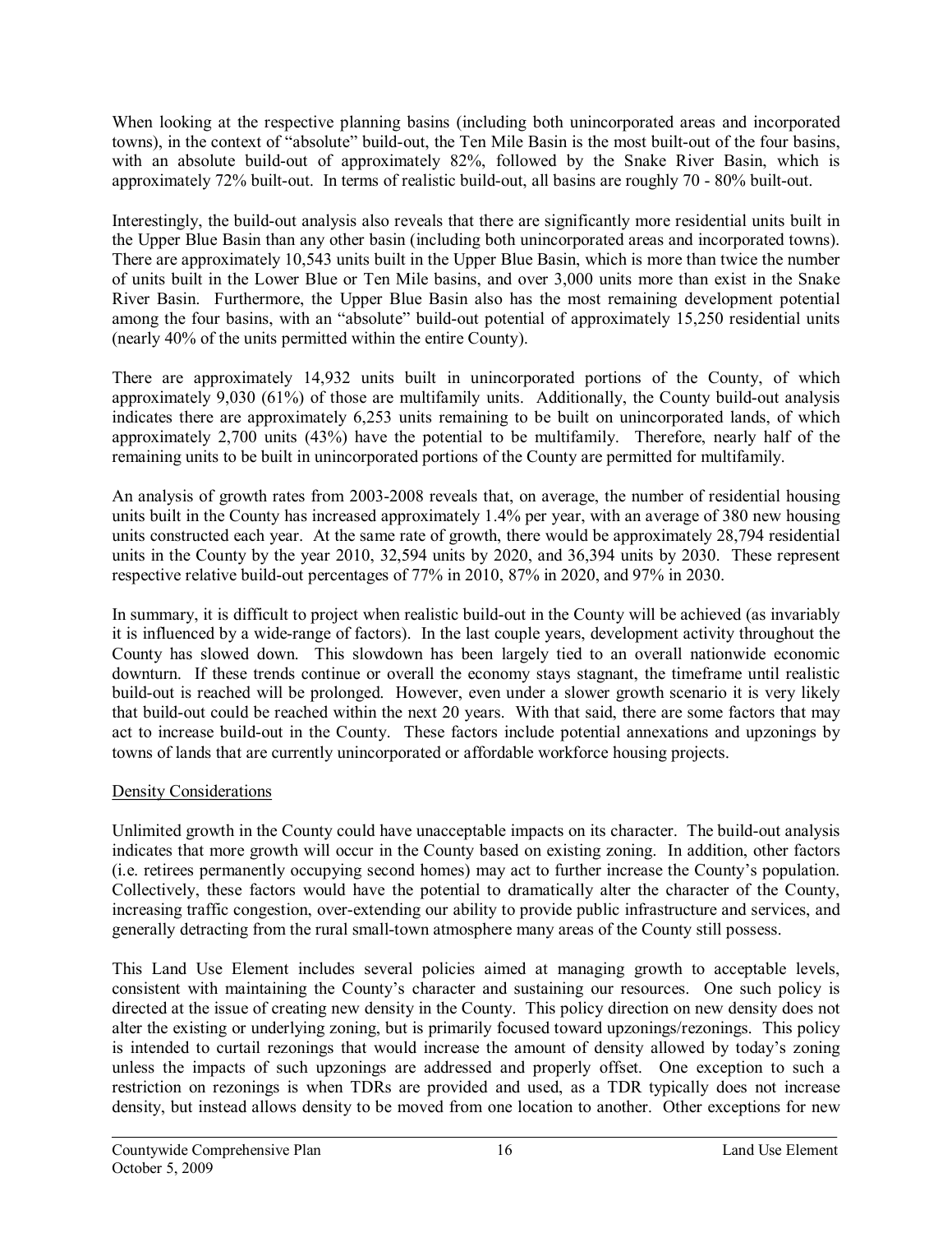When looking at the respective planning basins (including both unincorporated areas and incorporated towns), in the context of "absolute" build-out, the Ten Mile Basin is the most built-out of the four basins, with an absolute build-out of approximately 82%, followed by the Snake River Basin, which is approximately 72% built-out. In terms of realistic build-out, all basins are roughly 70 - 80% built-out.

Interestingly, the build-out analysis also reveals that there are significantly more residential units built in the Upper Blue Basin than any other basin (including both unincorporated areas and incorporated towns). There are approximately 10,543 units built in the Upper Blue Basin, which is more than twice the number of units built in the Lower Blue or Ten Mile basins, and over 3,000 units more than exist in the Snake River Basin. Furthermore, the Upper Blue Basin also has the most remaining development potential among the four basins, with an "absolute" build-out potential of approximately 15,250 residential units (nearly 40% of the units permitted within the entire County).

There are approximately 14,932 units built in unincorporated portions of the County, of which approximately 9,030 (61%) of those are multifamily units. Additionally, the County build-out analysis indicates there are approximately 6,253 units remaining to be built on unincorporated lands, of which approximately 2,700 units (43%) have the potential to be multifamily. Therefore, nearly half of the remaining units to be built in unincorporated portions of the County are permitted for multifamily.

An analysis of growth rates from 2003-2008 reveals that, on average, the number of residential housing units built in the County has increased approximately 1.4% per year, with an average of 380 new housing units constructed each year. At the same rate of growth, there would be approximately 28,794 residential units in the County by the year 2010, 32,594 units by 2020, and 36,394 units by 2030. These represent respective relative build-out percentages of 77% in 2010, 87% in 2020, and 97% in 2030.

In summary, it is difficult to project when realistic build-out in the County will be achieved (as invariably it is influenced by a wide-range of factors). In the last couple years, development activity throughout the County has slowed down. This slowdown has been largely tied to an overall nationwide economic downturn. If these trends continue or overall the economy stays stagnant, the timeframe until realistic build-out is reached will be prolonged. However, even under a slower growth scenario it is very likely that build-out could be reached within the next 20 years. With that said, there are some factors that may act to increase build-out in the County. These factors include potential annexations and upzonings by towns of lands that are currently unincorporated or affordable workforce housing projects.

## Density Considerations

Unlimited growth in the County could have unacceptable impacts on its character. The build-out analysis indicates that more growth will occur in the County based on existing zoning. In addition, other factors (i.e. retirees permanently occupying second homes) may act to further increase the County's population. Collectively, these factors would have the potential to dramatically alter the character of the County, increasing traffic congestion, over-extending our ability to provide public infrastructure and services, and generally detracting from the rural small-town atmosphere many areas of the County still possess.

This Land Use Element includes several policies aimed at managing growth to acceptable levels, consistent with maintaining the County's character and sustaining our resources. One such policy is directed at the issue of creating new density in the County. This policy direction on new density does not alter the existing or underlying zoning, but is primarily focused toward upzonings/rezonings. This policy is intended to curtail rezonings that would increase the amount of density allowed by today's zoning unless the impacts of such upzonings are addressed and properly offset. One exception to such a restriction on rezonings is when TDRs are provided and used, as a TDR typically does not increase density, but instead allows density to be moved from one location to another. Other exceptions for new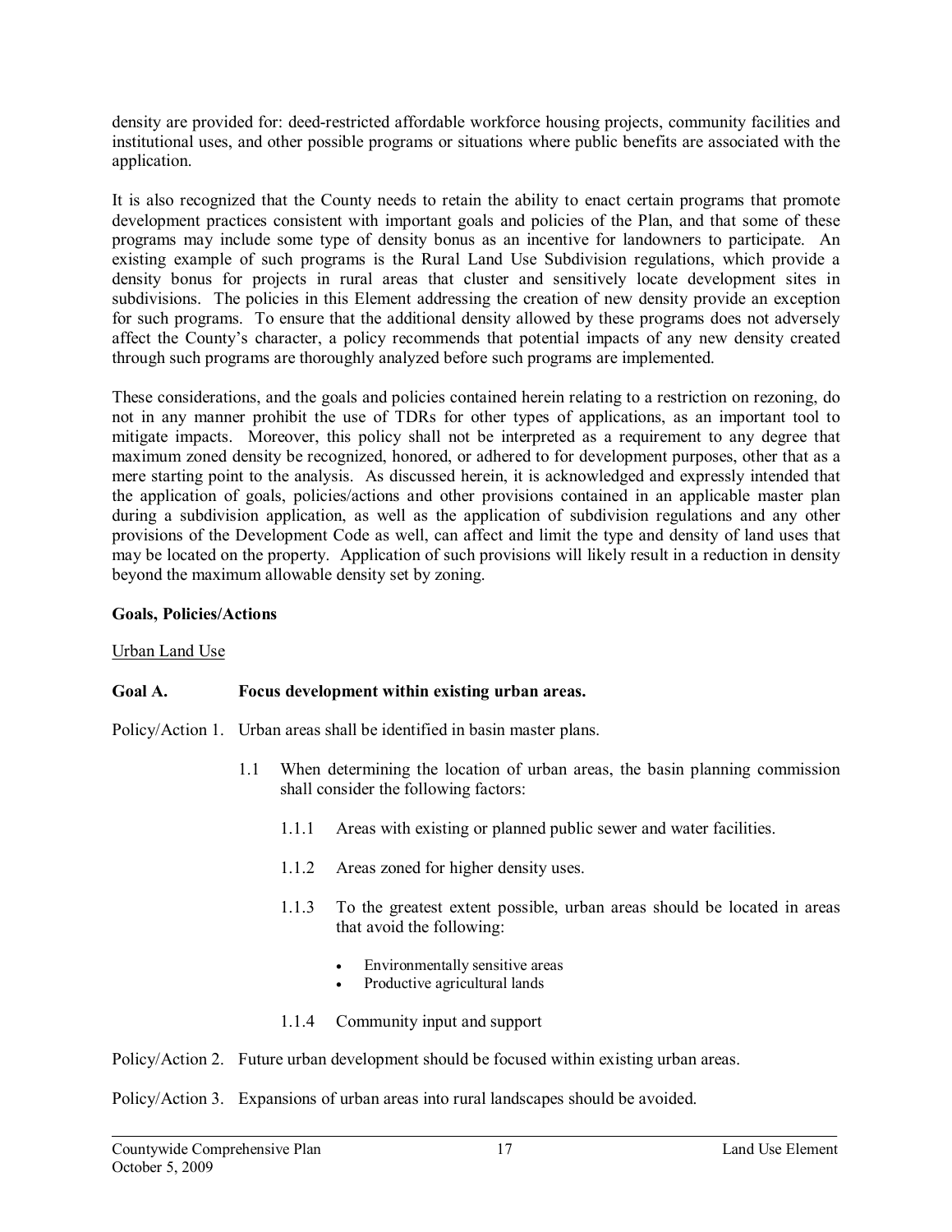density are provided for: deed-restricted affordable workforce housing projects, community facilities and institutional uses, and other possible programs or situations where public benefits are associated with the application.

It is also recognized that the County needs to retain the ability to enact certain programs that promote development practices consistent with important goals and policies of the Plan, and that some of these programs may include some type of density bonus as an incentive for landowners to participate. An existing example of such programs is the Rural Land Use Subdivision regulations, which provide a density bonus for projects in rural areas that cluster and sensitively locate development sites in subdivisions. The policies in this Element addressing the creation of new density provide an exception for such programs. To ensure that the additional density allowed by these programs does not adversely affect the County's character, a policy recommends that potential impacts of any new density created through such programs are thoroughly analyzed before such programs are implemented.

These considerations, and the goals and policies contained herein relating to a restriction on rezoning, do not in any manner prohibit the use of TDRs for other types of applications, as an important tool to mitigate impacts. Moreover, this policy shall not be interpreted as a requirement to any degree that maximum zoned density be recognized, honored, or adhered to for development purposes, other that as a mere starting point to the analysis. As discussed herein, it is acknowledged and expressly intended that the application of goals, policies/actions and other provisions contained in an applicable master plan during a subdivision application, as well as the application of subdivision regulations and any other provisions of the Development Code as well, can affect and limit the type and density of land uses that may be located on the property. Application of such provisions will likely result in a reduction in density beyond the maximum allowable density set by zoning.

**Goals, Policies/Actions**

Urban Land Use

**Goal A. Focus development within existing urban areas.**

Policy/Action 1. Urban areas shall be identified in basin master plans.

- 1.1 When determining the location of urban areas, the basin planning commission shall consider the following factors:
  - 1.1.1 Areas with existing or planned public sewer and water facilities.
  - 1.1.2 Areas zoned for higher density uses.
  - 1.1.3 To the greatest extent possible, urban areas should be located in areas that avoid the following:
    - Environmentally sensitive areas
    - Productive agricultural lands
  - 1.1.4 Community input and support

Policy/Action 2. Future urban development should be focused within existing urban areas.

Policy/Action 3. Expansions of urban areas into rural landscapes should be avoided.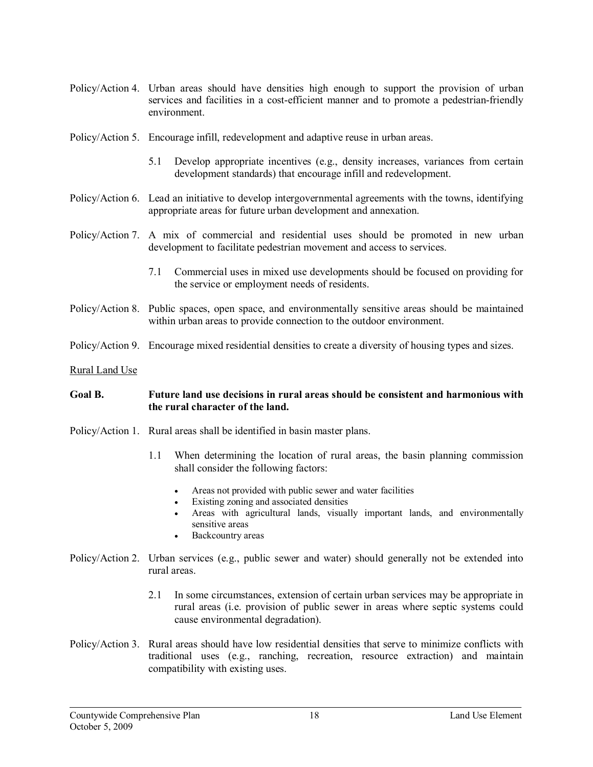Policy/Action 4. Urban areas should have densities high enough to support the provision of urban services and facilities in a cost-efficient manner and to promote a pedestrian-friendly environment.

Policy/Action 5. Encourage infill, redevelopment and adaptive reuse in urban areas.

> 5.1 Develop appropriate incentives (e.g., density increases, variances from certain development standards) that encourage infill and redevelopment.

Policy/Action 6. Lead an initiative to develop intergovernmental agreements with the towns, identifying appropriate areas for future urban development and annexation.

Policy/Action 7. A mix of commercial and residential uses should be promoted in new urban development to facilitate pedestrian movement and access to services.

> 7.1 Commercial uses in mixed use developments should be focused on providing for the service or employment needs of residents.

Policy/Action 8. Public spaces, open space, and environmentally sensitive areas should be maintained within urban areas to provide connection to the outdoor environment.

Policy/Action 9. Encourage mixed residential densities to create a diversity of housing types and sizes.

<u>Rural Land Use</u>

**Goal B. Future land use decisions in rural areas should be consistent and harmonious with the rural character of the land.**

Policy/Action 1. Rural areas shall be identified in basin master plans.

> 1.1 When determining the location of rural areas, the basin planning commission shall consider the following factors:
>
> - Areas not provided with public sewer and water facilities
> - Existing zoning and associated densities
> - Areas with agricultural lands, visually important lands, and environmentally sensitive areas
> - Backcountry areas

Policy/Action 2. Urban services (e.g., public sewer and water) should generally not be extended into rural areas.

> 2.1 In some circumstances, extension of certain urban services may be appropriate in rural areas (i.e. provision of public sewer in areas where septic systems could cause environmental degradation).

Policy/Action 3. Rural areas should have low residential densities that serve to minimize conflicts with traditional uses (e.g., ranching, recreation, resource extraction) and maintain compatibility with existing uses.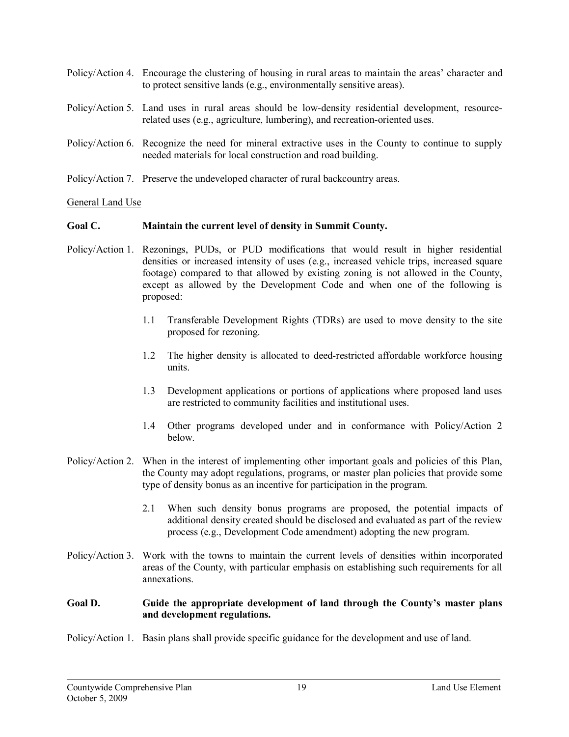Policy/Action 4. Encourage the clustering of housing in rural areas to maintain the areas' character and to protect sensitive lands (e.g., environmentally sensitive areas).

Policy/Action 5. Land uses in rural areas should be low-density residential development, resource-related uses (e.g., agriculture, lumbering), and recreation-oriented uses.

Policy/Action 6. Recognize the need for mineral extractive uses in the County to continue to supply needed materials for local construction and road building.

Policy/Action 7. Preserve the undeveloped character of rural backcountry areas.

General Land Use

**Goal C. Maintain the current level of density in Summit County.**

Policy/Action 1. Rezonings, PUDs, or PUD modifications that would result in higher residential densities or increased intensity of uses (e.g., increased vehicle trips, increased square footage) compared to that allowed by existing zoning is not allowed in the County, except as allowed by the Development Code and when one of the following is proposed:

1.1 Transferable Development Rights (TDRs) are used to move density to the site proposed for rezoning.

1.2 The higher density is allocated to deed-restricted affordable workforce housing units.

1.3 Development applications or portions of applications where proposed land uses are restricted to community facilities and institutional uses.

1.4 Other programs developed under and in conformance with Policy/Action 2 below.

Policy/Action 2. When in the interest of implementing other important goals and policies of this Plan, the County may adopt regulations, programs, or master plan policies that provide some type of density bonus as an incentive for participation in the program.

2.1 When such density bonus programs are proposed, the potential impacts of additional density created should be disclosed and evaluated as part of the review process (e.g., Development Code amendment) adopting the new program.

Policy/Action 3. Work with the towns to maintain the current levels of densities within incorporated areas of the County, with particular emphasis on establishing such requirements for all annexations.

**Goal D. Guide the appropriate development of land through the County's master plans and development regulations.**

Policy/Action 1. Basin plans shall provide specific guidance for the development and use of land.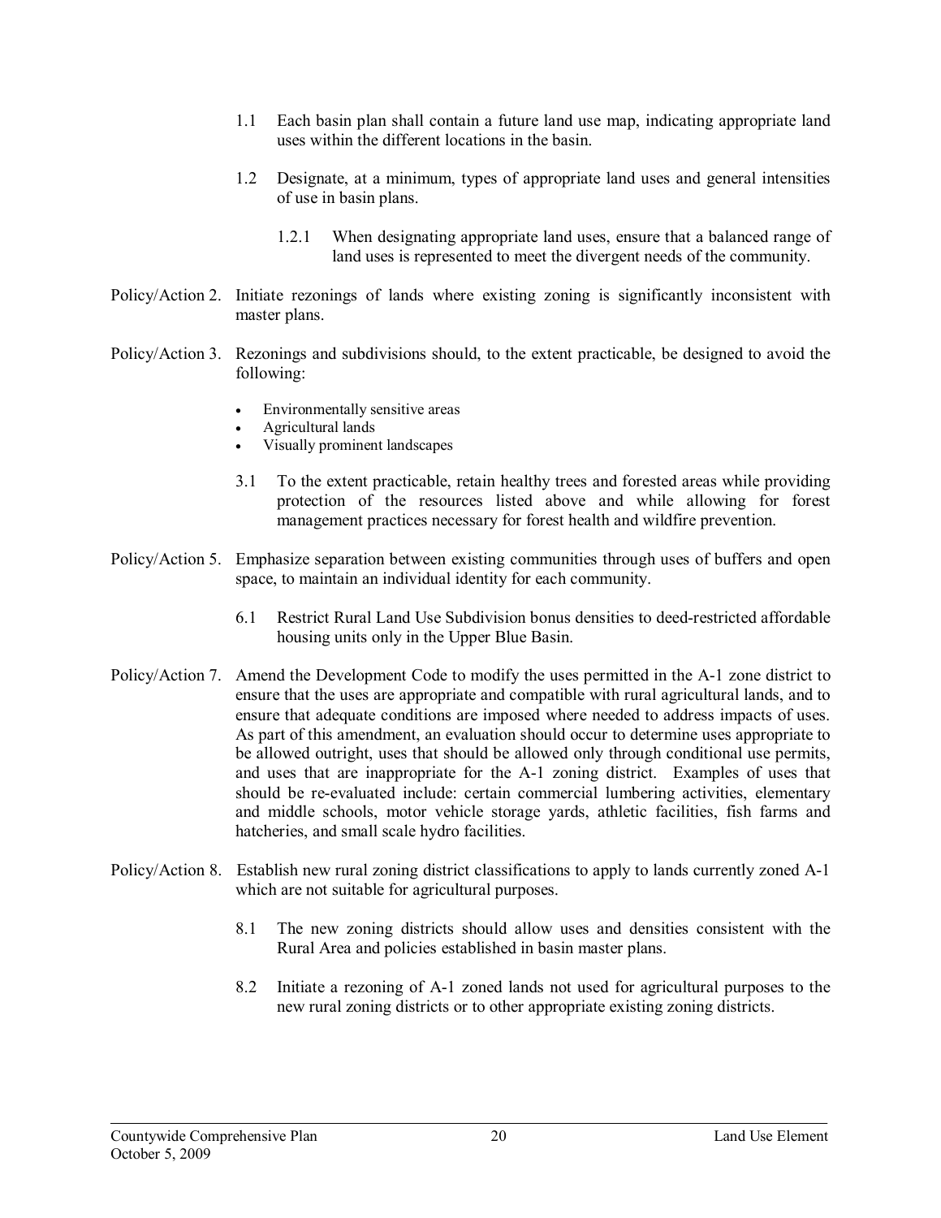1.1 Each basin plan shall contain a future land use map, indicating appropriate land uses within the different locations in the basin.

1.2 Designate, at a minimum, types of appropriate land uses and general intensities of use in basin plans.

1.2.1 When designating appropriate land uses, ensure that a balanced range of land uses is represented to meet the divergent needs of the community.

Policy/Action 2. Initiate rezonings of lands where existing zoning is significantly inconsistent with master plans.

Policy/Action 3. Rezonings and subdivisions should, to the extent practicable, be designed to avoid the following:

- Environmentally sensitive areas
- Agricultural lands
- Visually prominent landscapes

3.1 To the extent practicable, retain healthy trees and forested areas while providing protection of the resources listed above and while allowing for forest management practices necessary for forest health and wildfire prevention.

Policy/Action 5. Emphasize separation between existing communities through uses of buffers and open space, to maintain an individual identity for each community.

6.1 Restrict Rural Land Use Subdivision bonus densities to deed-restricted affordable housing units only in the Upper Blue Basin.

Policy/Action 7. Amend the Development Code to modify the uses permitted in the A-1 zone district to ensure that the uses are appropriate and compatible with rural agricultural lands, and to ensure that adequate conditions are imposed where needed to address impacts of uses. As part of this amendment, an evaluation should occur to determine uses appropriate to be allowed outright, uses that should be allowed only through conditional use permits, and uses that are inappropriate for the A-1 zoning district. Examples of uses that should be re-evaluated include: certain commercial lumbering activities, elementary and middle schools, motor vehicle storage yards, athletic facilities, fish farms and hatcheries, and small scale hydro facilities.

Policy/Action 8. Establish new rural zoning district classifications to apply to lands currently zoned A-1 which are not suitable for agricultural purposes.

8.1 The new zoning districts should allow uses and densities consistent with the Rural Area and policies established in basin master plans.

8.2 Initiate a rezoning of A-1 zoned lands not used for agricultural purposes to the new rural zoning districts or to other appropriate existing zoning districts.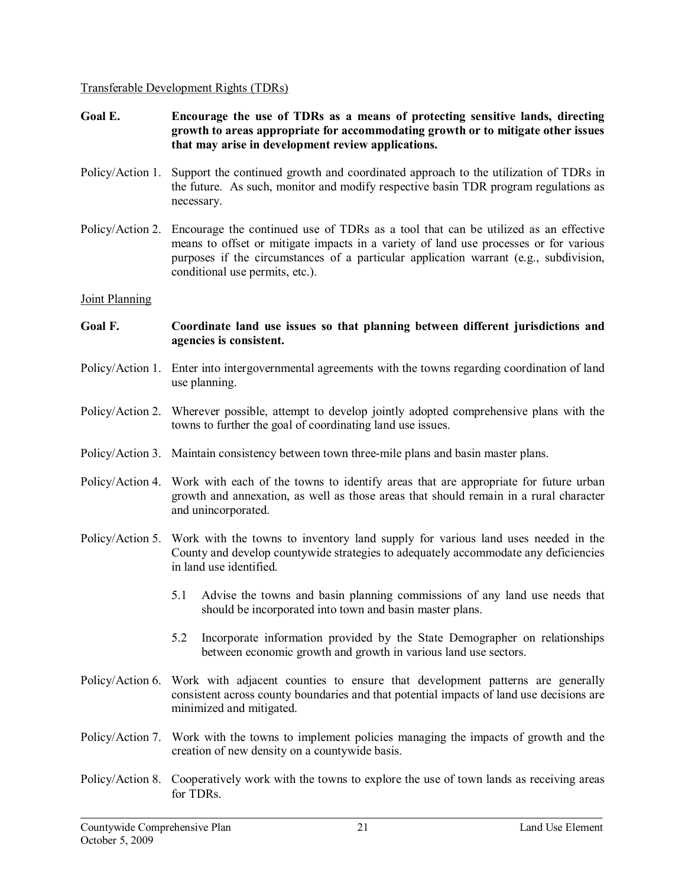Transferable Development Rights (TDRs)

**Goal E. Encourage the use of TDRs as a means of protecting sensitive lands, directing growth to areas appropriate for accommodating growth or to mitigate other issues that may arise in development review applications.**

Policy/Action 1. Support the continued growth and coordinated approach to the utilization of TDRs in the future. As such, monitor and modify respective basin TDR program regulations as necessary.

Policy/Action 2. Encourage the continued use of TDRs as a tool that can be utilized as an effective means to offset or mitigate impacts in a variety of land use processes or for various purposes if the circumstances of a particular application warrant (e.g., subdivision, conditional use permits, etc.).

Joint Planning

**Goal F. Coordinate land use issues so that planning between different jurisdictions and agencies is consistent.**

Policy/Action 1. Enter into intergovernmental agreements with the towns regarding coordination of land use planning.

Policy/Action 2. Wherever possible, attempt to develop jointly adopted comprehensive plans with the towns to further the goal of coordinating land use issues.

Policy/Action 3. Maintain consistency between town three-mile plans and basin master plans.

Policy/Action 4. Work with each of the towns to identify areas that are appropriate for future urban growth and annexation, as well as those areas that should remain in a rural character and unincorporated.

Policy/Action 5. Work with the towns to inventory land supply for various land uses needed in the County and develop countywide strategies to adequately accommodate any deficiencies in land use identified.

5.1 Advise the towns and basin planning commissions of any land use needs that should be incorporated into town and basin master plans.

5.2 Incorporate information provided by the State Demographer on relationships between economic growth and growth in various land use sectors.

Policy/Action 6. Work with adjacent counties to ensure that development patterns are generally consistent across county boundaries and that potential impacts of land use decisions are minimized and mitigated.

Policy/Action 7. Work with the towns to implement policies managing the impacts of growth and the creation of new density on a countywide basis.

Policy/Action 8. Cooperatively work with the towns to explore the use of town lands as receiving areas for TDRs.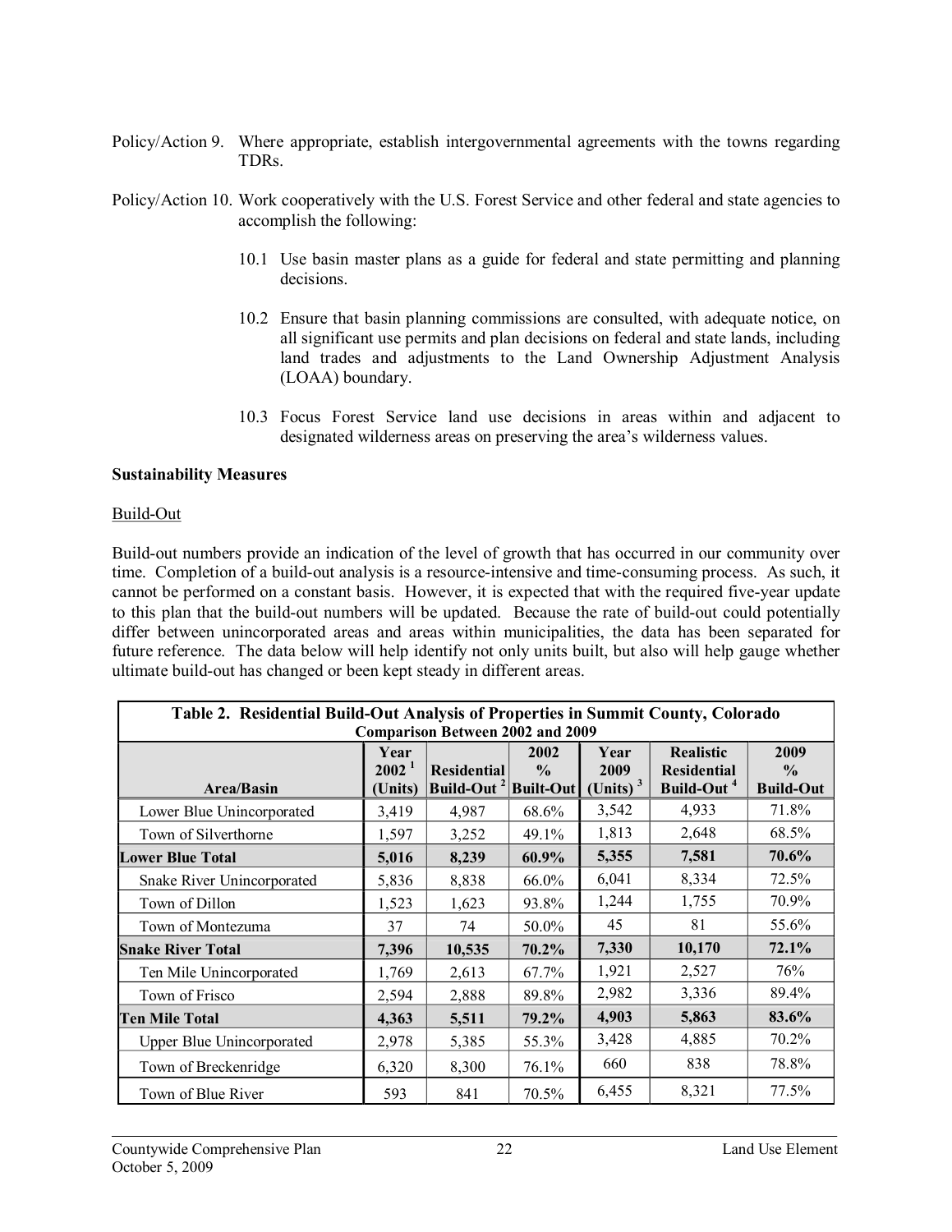Policy/Action 9. Where appropriate, establish intergovernmental agreements with the towns regarding TDRs.

Policy/Action 10. Work cooperatively with the U.S. Forest Service and other federal and state agencies to accomplish the following:

10.1 Use basin master plans as a guide for federal and state permitting and planning decisions.

10.2 Ensure that basin planning commissions are consulted, with adequate notice, on all significant use permits and plan decisions on federal and state lands, including land trades and adjustments to the Land Ownership Adjustment Analysis (LOAA) boundary.

10.3 Focus Forest Service land use decisions in areas within and adjacent to designated wilderness areas on preserving the area's wilderness values.

**Sustainability Measures**

Build-Out

Build-out numbers provide an indication of the level of growth that has occurred in our community over time. Completion of a build-out analysis is a resource-intensive and time-consuming process. As such, it cannot be performed on a constant basis. However, it is expected that with the required five-year update to this plan that the build-out numbers will be updated. Because the rate of build-out could potentially differ between unincorporated areas and areas within municipalities, the data has been separated for future reference. The data below will help identify not only units built, but also will help gauge whether ultimate build-out has changed or been kept steady in different areas.

**Table 2. Residential Build-Out Analysis of Properties in Summit County, Colorado**
**Comparison Between 2002 and 2009**

| Area/Basin | Year 2002 [1] (Units) | Residential Build-Out [2] | 2002 % Built-Out | Year 2009 (Units) [3] | Realistic Residential Build-Out [4] | 2009 % Build-Out |
|---|---|---|---|---|---|---|
| Lower Blue Unincorporated | 3,419 | 4,987 | 68.6% | 3,542 | 4,933 | 71.8% |
| Town of Silverthorne | 1,597 | 3,252 | 49.1% | 1,813 | 2,648 | 68.5% |
| **Lower Blue Total** | **5,016** | **8,239** | **60.9%** | **5,355** | **7,581** | **70.6%** |
| Snake River Unincorporated | 5,836 | 8,838 | 66.0% | 6,041 | 8,334 | 72.5% |
| Town of Dillon | 1,523 | 1,623 | 93.8% | 1,244 | 1,755 | 70.9% |
| Town of Montezuma | 37 | 74 | 50.0% | 45 | 81 | 55.6% |
| **Snake River Total** | **7,396** | **10,535** | **70.2%** | **7,330** | **10,170** | **72.1%** |
| Ten Mile Unincorporated | 1,769 | 2,613 | 67.7% | 1,921 | 2,527 | 76% |
| Town of Frisco | 2,594 | 2,888 | 89.8% | 2,982 | 3,336 | 89.4% |
| **Ten Mile Total** | **4,363** | **5,511** | **79.2%** | **4,903** | **5,863** | **83.6%** |
| Upper Blue Unincorporated | 2,978 | 5,385 | 55.3% | 3,428 | 4,885 | 70.2% |
| Town of Breckenridge | 6,320 | 8,300 | 76.1% | 660 | 838 | 78.8% |
| Town of Blue River | 593 | 841 | 70.5% | 6,455 | 8,321 | 77.5% |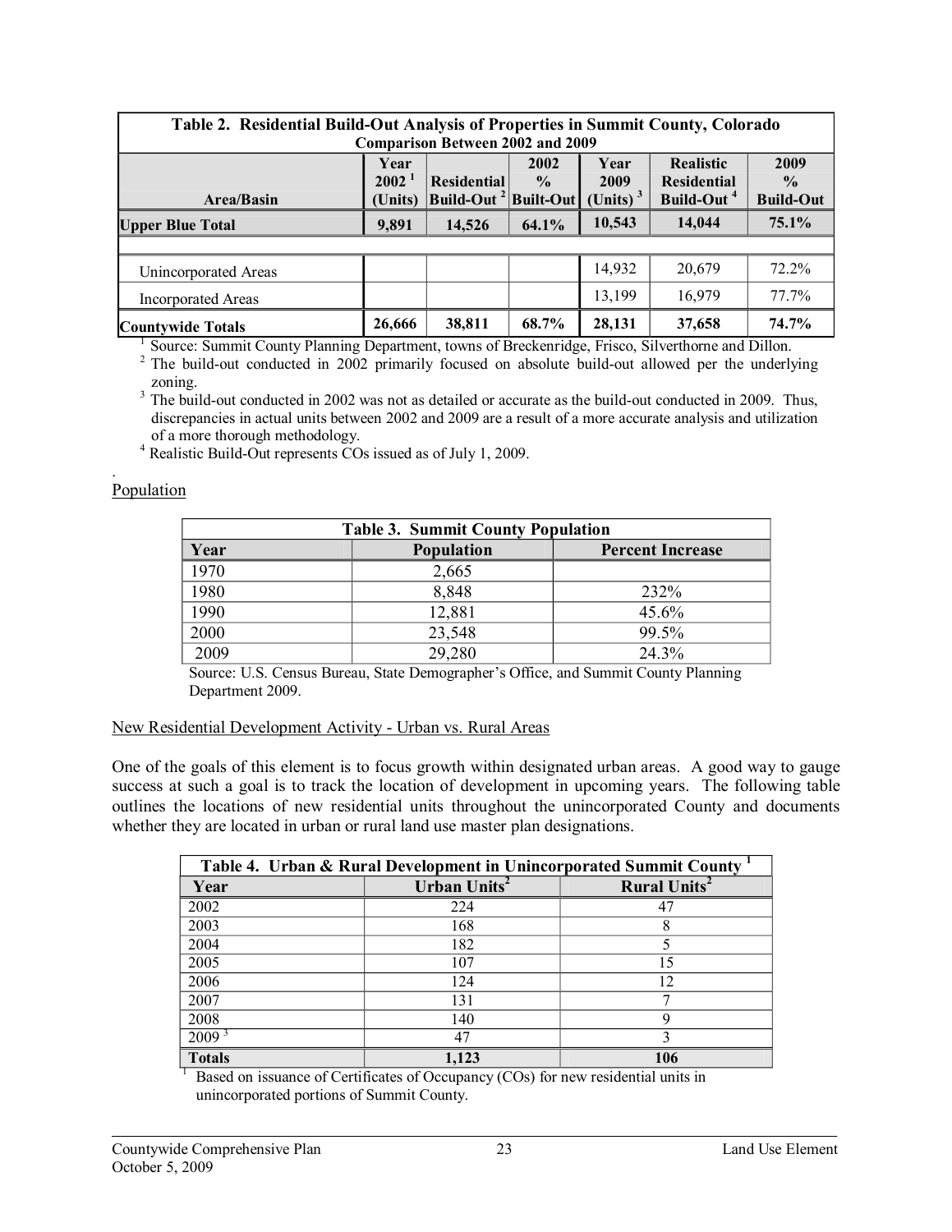| Table 2. Residential Build-Out Analysis of Properties in Summit County, Colorado Comparison Between 2002 and 2009 | | | | | | |
|---|---|---|---|---|---|---|
| Area/Basin | Year 2002 [1] (Units) | Residential Build-Out [2] | 2002 % Built-Out | Year 2009 (Units) [3] | Realistic Residential Build-Out [4] | 2009 % Build-Out |
| **Upper Blue Total** | **9,891** | **14,526** | **64.1%** | **10,543** | **14,044** | **75.1%** |
| | | | | | | |
| Unincorporated Areas | | | | 14,932 | 20,679 | 72.2% |
| Incorporated Areas | | | | 13,199 | 16,979 | 77.7% |
| **Countywide Totals** | **26,666** | **38,811** | **68.7%** | **28,131** | **37,658** | **74.7%** |

[1] Source: Summit County Planning Department, towns of Breckenridge, Frisco, Silverthorne and Dillon.

[2] The build-out conducted in 2002 primarily focused on absolute build-out allowed per the underlying zoning.

[3] The build-out conducted in 2002 was not as detailed or accurate as the build-out conducted in 2009. Thus, discrepancies in actual units between 2002 and 2009 are a result of a more accurate analysis and utilization of a more thorough methodology.

[4] Realistic Build-Out represents COs issued as of July 1, 2009.

## Population

| Table 3. Summit County Population | | |
|---|---|---|
| Year | Population | Percent Increase |
| 1970 | 2,665 | |
| 1980 | 8,848 | 232% |
| 1990 | 12,881 | 45.6% |
| 2000 | 23,548 | 99.5% |
| 2009 | 29,280 | 24.3% |

Source: U.S. Census Bureau, State Demographer's Office, and Summit County Planning Department 2009.

## New Residential Development Activity - Urban vs. Rural Areas

One of the goals of this element is to focus growth within designated urban areas. A good way to gauge success at such a goal is to track the location of development in upcoming years. The following table outlines the locations of new residential units throughout the unincorporated County and documents whether they are located in urban or rural land use master plan designations.

| Table 4. Urban & Rural Development in Unincorporated Summit County [1] | | |
|---|---|---|
| Year | Urban Units[2] | Rural Units[2] |
| 2002 | 224 | 47 |
| 2003 | 168 | 8 |
| 2004 | 182 | 5 |
| 2005 | 107 | 15 |
| 2006 | 124 | 12 |
| 2007 | 131 | 7 |
| 2008 | 140 | 9 |
| 2009 [3] | 47 | 3 |
| **Totals** | **1,123** | **106** |

[1] Based on issuance of Certificates of Occupancy (COs) for new residential units in unincorporated portions of Summit County.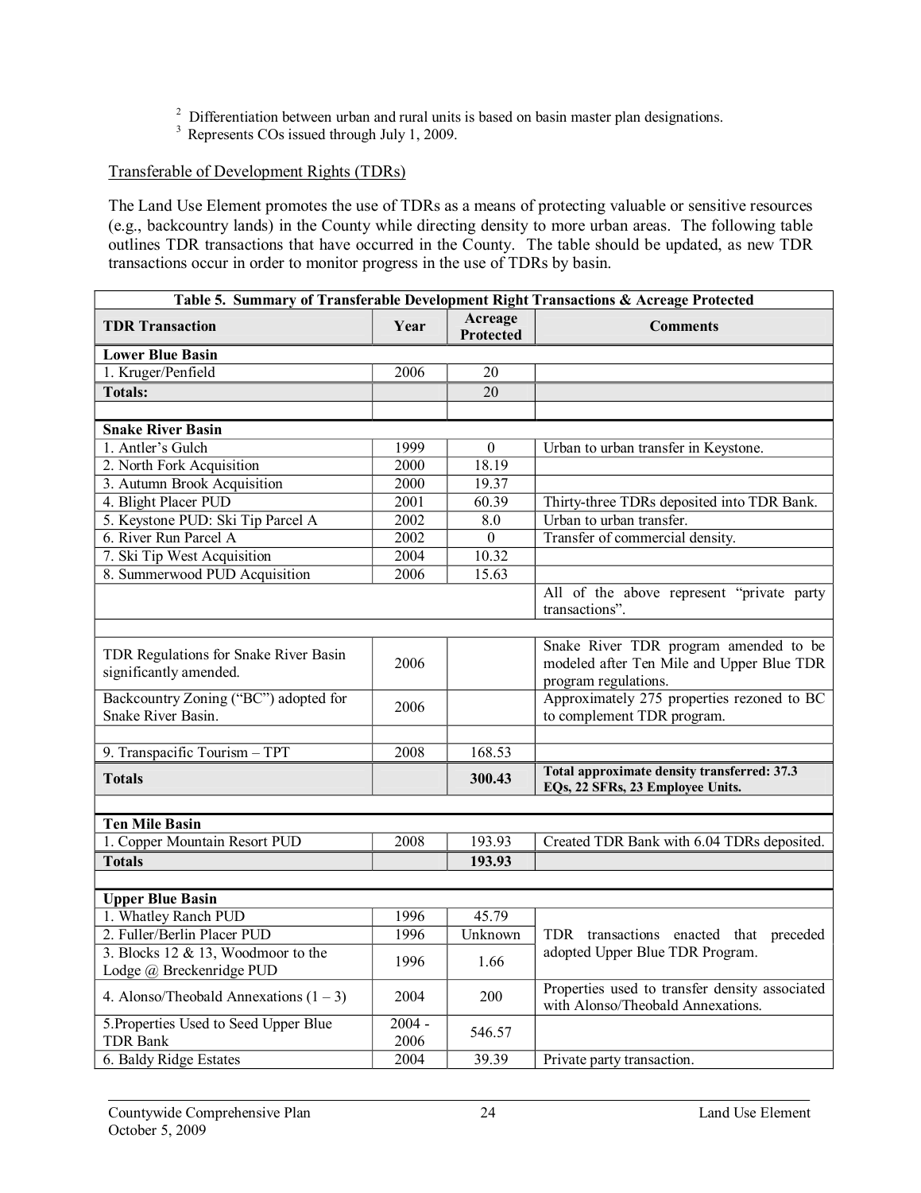[2] Differentiation between urban and rural units is based on basin master plan designations.
[3] Represents COs issued through July 1, 2009.

Transferable of Development Rights (TDRs)

The Land Use Element promotes the use of TDRs as a means of protecting valuable or sensitive resources (e.g., backcountry lands) in the County while directing density to more urban areas. The following table outlines TDR transactions that have occurred in the County. The table should be updated, as new TDR transactions occur in order to monitor progress in the use of TDRs by basin.

**Table 5. Summary of Transferable Development Right Transactions & Acreage Protected**

| TDR Transaction | Year | Acreage Protected | Comments |
|---|---|---|---|
| **Lower Blue Basin** | | | |
| 1. Kruger/Penfield | 2006 | 20 | |
| **Totals:** | | 20 | |
| | | | |
| **Snake River Basin** | | | |
| 1. Antler's Gulch | 1999 | 0 | Urban to urban transfer in Keystone. |
| 2. North Fork Acquisition | 2000 | 18.19 | |
| 3. Autumn Brook Acquisition | 2000 | 19.37 | |
| 4. Blight Placer PUD | 2001 | 60.39 | Thirty-three TDRs deposited into TDR Bank. |
| 5. Keystone PUD: Ski Tip Parcel A | 2002 | 8.0 | Urban to urban transfer. |
| 6. River Run Parcel A | 2002 | 0 | Transfer of commercial density. |
| 7. Ski Tip West Acquisition | 2004 | 10.32 | |
| 8. Summerwood PUD Acquisition | 2006 | 15.63 | |
| | | | All of the above represent "private party transactions". |
| | | | |
| TDR Regulations for Snake River Basin significantly amended. | 2006 | | Snake River TDR program amended to be modeled after Ten Mile and Upper Blue TDR program regulations. |
| Backcountry Zoning ("BC") adopted for Snake River Basin. | 2006 | | Approximately 275 properties rezoned to BC to complement TDR program. |
| | | | |
| 9. Transpacific Tourism – TPT | 2008 | 168.53 | |
| **Totals** | | **300.43** | **Total approximate density transferred: 37.3 EQs, 22 SFRs, 23 Employee Units.** |
| | | | |
| **Ten Mile Basin** | | | |
| 1. Copper Mountain Resort PUD | 2008 | 193.93 | Created TDR Bank with 6.04 TDRs deposited. |
| **Totals** | | **193.93** | |
| | | | |
| **Upper Blue Basin** | | | |
| 1. Whatley Ranch PUD | 1996 | 45.79 | TDR transactions enacted that preceded adopted Upper Blue TDR Program. |
| 2. Fuller/Berlin Placer PUD | 1996 | Unknown | |
| 3. Blocks 12 & 13, Woodmoor to the Lodge @ Breckenridge PUD | 1996 | 1.66 | |
| 4. Alonso/Theobald Annexations (1 – 3) | 2004 | 200 | Properties used to transfer density associated with Alonso/Theobald Annexations. |
| 5.Properties Used to Seed Upper Blue TDR Bank | 2004 - 2006 | 546.57 | |
| 6. Baldy Ridge Estates | 2004 | 39.39 | Private party transaction. |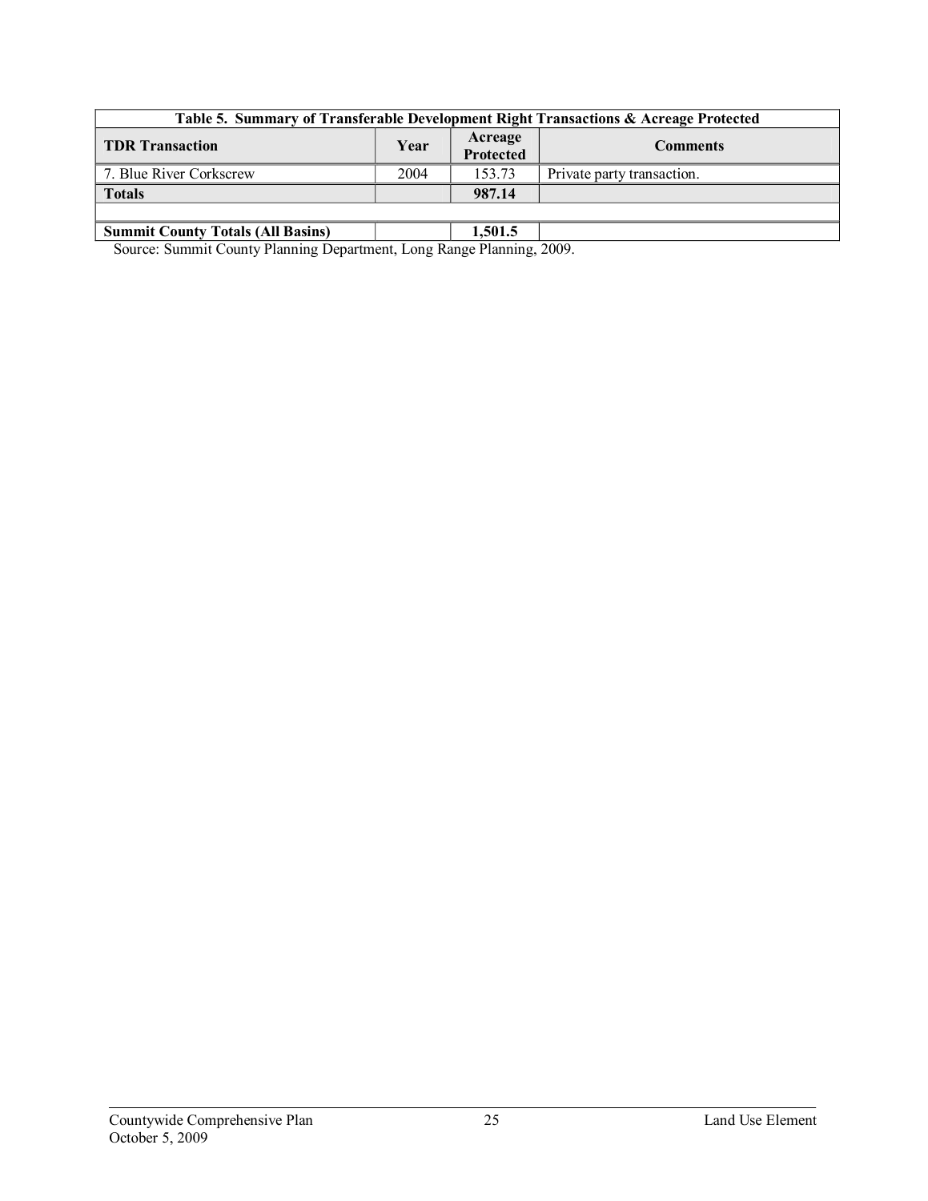| Table 5. Summary of Transferable Development Right Transactions & Acreage Protected | | | |
|---|---|---|---|
| **TDR Transaction** | **Year** | **Acreage Protected** | **Comments** |
| 7. Blue River Corkscrew | 2004 | 153.73 | Private party transaction. |
| **Totals** | | **987.14** | |
| | | | |
| **Summit County Totals (All Basins)** | | **1,501.5** | |

Source: Summit County Planning Department, Long Range Planning, 2009.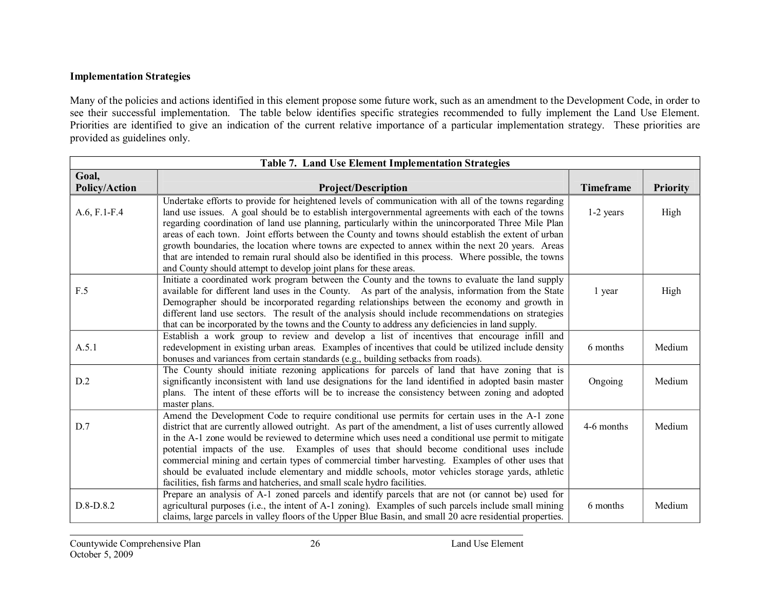**Implementation Strategies**

Many of the policies and actions identified in this element propose some future work, such as an amendment to the Development Code, in order to see their successful implementation. The table below identifies specific strategies recommended to fully implement the Land Use Element. Priorities are identified to give an indication of the current relative importance of a particular implementation strategy. These priorities are provided as guidelines only.

**Table 7. Land Use Element Implementation Strategies**

| Goal, Policy/Action | Project/Description | Timeframe | Priority |
|---|---|---|---|
| A.6, F.1-F.4 | Undertake efforts to provide for heightened levels of communication with all of the towns regarding land use issues. A goal should be to establish intergovernmental agreements with each of the towns regarding coordination of land use planning, particularly within the unincorporated Three Mile Plan areas of each town. Joint efforts between the County and towns should establish the extent of urban growth boundaries, the location where towns are expected to annex within the next 20 years. Areas that are intended to remain rural should also be identified in this process. Where possible, the towns and County should attempt to develop joint plans for these areas. | 1-2 years | High |
| F.5 | Initiate a coordinated work program between the County and the towns to evaluate the land supply available for different land uses in the County. As part of the analysis, information from the State Demographer should be incorporated regarding relationships between the economy and growth in different land use sectors. The result of the analysis should include recommendations on strategies that can be incorporated by the towns and the County to address any deficiencies in land supply. | 1 year | High |
| A.5.1 | Establish a work group to review and develop a list of incentives that encourage infill and redevelopment in existing urban areas. Examples of incentives that could be utilized include density bonuses and variances from certain standards (e.g., building setbacks from roads). | 6 months | Medium |
| D.2 | The County should initiate rezoning applications for parcels of land that have zoning that is significantly inconsistent with land use designations for the land identified in adopted basin master plans. The intent of these efforts will be to increase the consistency between zoning and adopted master plans. | Ongoing | Medium |
| D.7 | Amend the Development Code to require conditional use permits for certain uses in the A-1 zone district that are currently allowed outright. As part of the amendment, a list of uses currently allowed in the A-1 zone would be reviewed to determine which uses need a conditional use permit to mitigate potential impacts of the use. Examples of uses that should become conditional uses include commercial mining and certain types of commercial timber harvesting. Examples of other uses that should be evaluated include elementary and middle schools, motor vehicles storage yards, athletic facilities, fish farms and hatcheries, and small scale hydro facilities. | 4-6 months | Medium |
| D.8-D.8.2 | Prepare an analysis of A-1 zoned parcels and identify parcels that are not (or cannot be) used for agricultural purposes (i.e., the intent of A-1 zoning). Examples of such parcels include small mining claims, large parcels in valley floors of the Upper Blue Basin, and small 20 acre residential properties. | 6 months | Medium |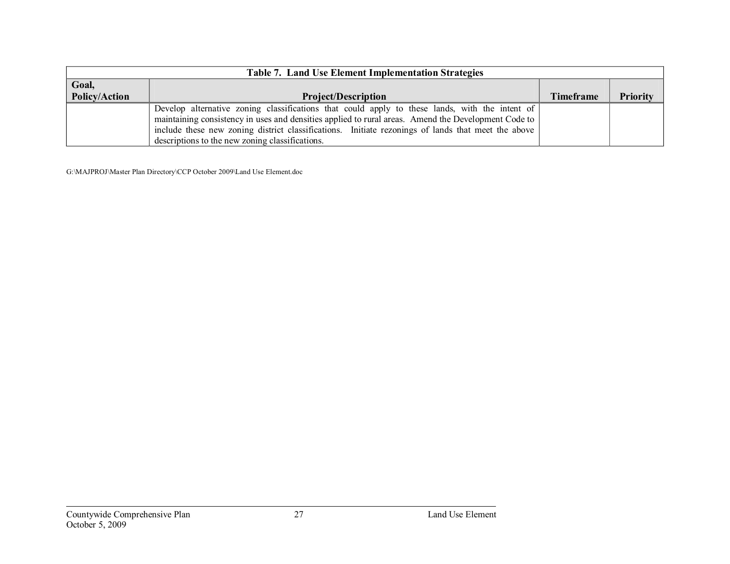| Table 7. Land Use Element Implementation Strategies | | | |
|---|---|---|---|
| **Goal, Policy/Action** | **Project/Description** | **Timeframe** | **Priority** |
| | Develop alternative zoning classifications that could apply to these lands, with the intent of maintaining consistency in uses and densities applied to rural areas. Amend the Development Code to include these new zoning district classifications. Initiate rezonings of lands that meet the above descriptions to the new zoning classifications. | | |

G:\MAJPROJ\Master Plan Directory\CCP October 2009\Land Use Element.doc